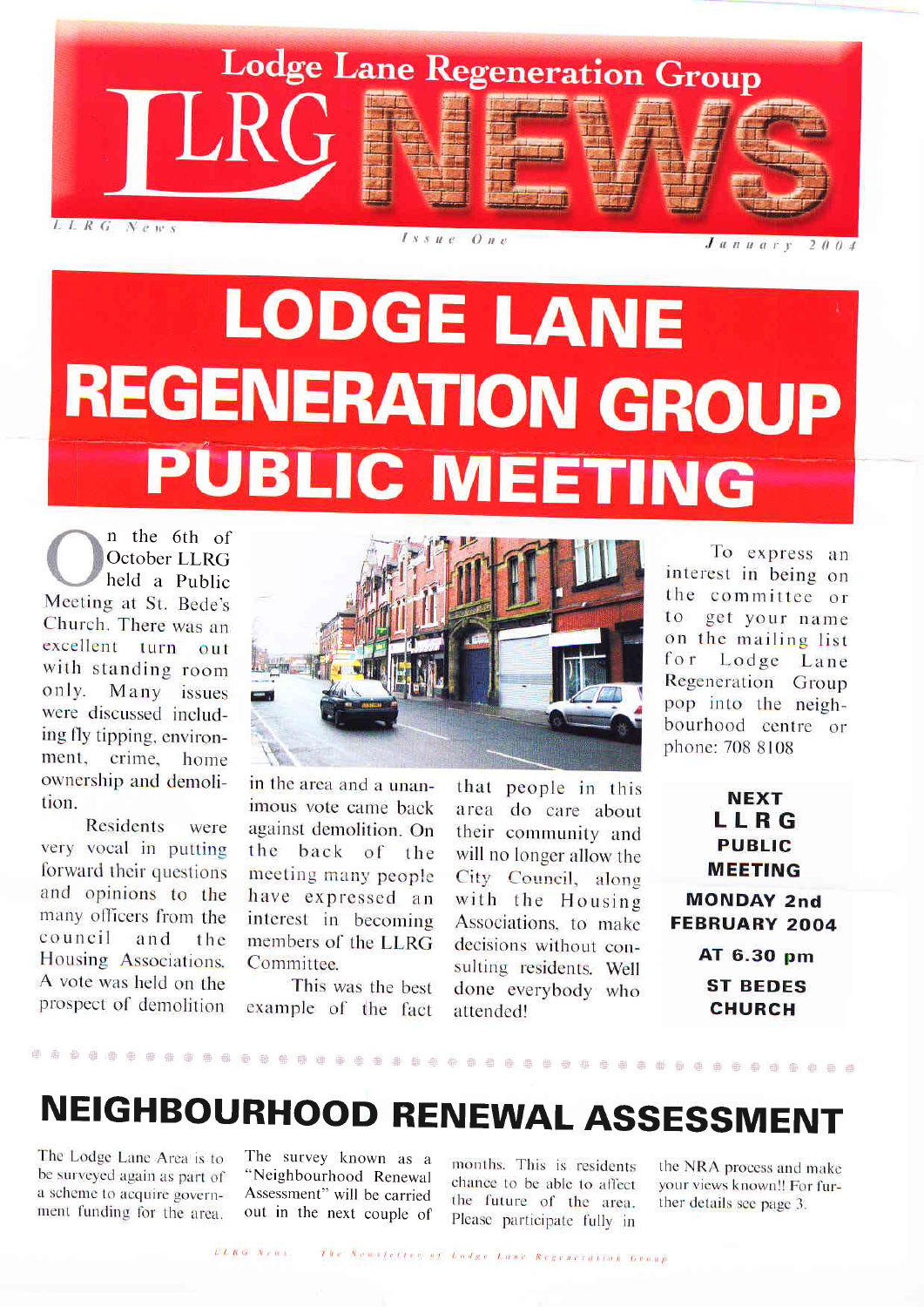# Lodge Lane Regeneration Group

# LLRG NEWS

LLRG News — Issue One — January 2004

# LODGE LANE REGENERATION GROUP PUBLIC MEETING

On the 6th of October LLRG held a Public Meeting at St. Bede's Church. There was an excellent turn out with standing room only. Many issues were discussed including fly tipping, environment, crime, home ownership and demolition.

Residents were very vocal in putting forward their questions and opinions to the many officers from the council and the Housing Associations. A vote was held on the prospect of demolition in the area and a unanimous vote came back against demolition. On the back of the meeting many people have expressed an interest in becoming members of the LLRG Committee.

This was the best example of the fact that people in this area do care about their community and will no longer allow the City Council, along with the Housing Associations, to make decisions without consulting residents. Well done everybody who attended!

To express an interest in being on the committee or to get your name on the mailing list for Lodge Lane Regeneration Group pop into the neighbourhood centre or phone: 708 8108

**NEXT LLRG PUBLIC MEETING**

**MONDAY 2nd FEBRUARY 2004**

**AT 6.30 pm**

**ST BEDES CHURCH**

## NEIGHBOURHOOD RENEWAL ASSESSMENT

The Lodge Lane Area is to be surveyed again as part of a scheme to acquire government funding for the area. The survey known as a "Neighbourhood Renewal Assessment" will be carried out in the next couple of months. This is residents chance to be able to affect the future of the area. Please participate fully in the NRA process and make your views known!! For further details see page 3.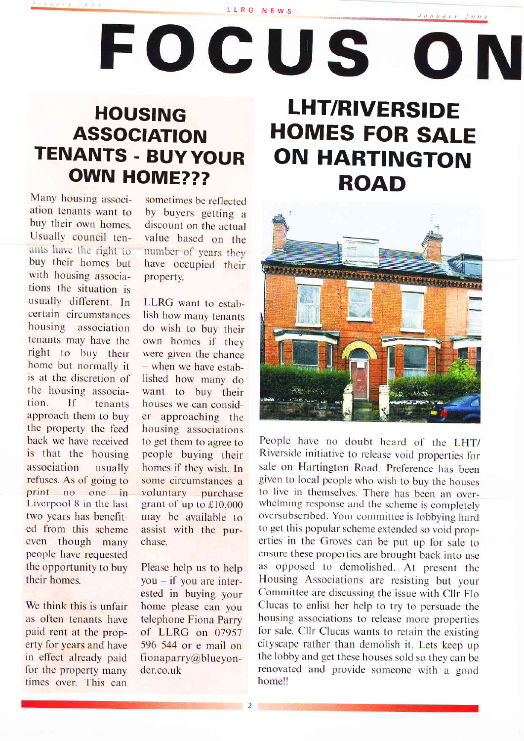# FOCUS ON

## HOUSING ASSOCIATION TENANTS - BUY YOUR OWN HOME???

Many housing association tenants want to buy their own homes. Usually council tenants have the right to buy their homes but with housing associations the situation is usually different. In certain circumstances housing association tenants may have the right to buy their home but normally it is at the discretion of the housing association. If tenants approach them to buy the property the feed back we have received is that the housing association usually refuses. As of going to print no one in Liverpool 8 in the last two years has benefited from this scheme even though many people have requested the opportunity to buy their homes.

We think this is unfair as often tenants have paid rent at the property for years and have in effect already paid for the property many times over. This can sometimes be reflected by buyers getting a discount on the actual value based on the number of years they have occupied their property.

LLRG want to establish how many tenants do wish to buy their own homes if they were given the chance – when we have established how many do want to buy their houses we can consider approaching the housing associations to get them to agree to people buying their homes if they wish. In some circumstances a voluntary purchase grant of up to £10,000 may be available to assist with the purchase.

Please help us to help you – if you are interested in buying your home please can you telephone Fiona Parry of LLRG on 07957 596 544 or e mail on fionaparry@blueyonder.co.uk

## LHT/RIVERSIDE HOMES FOR SALE ON HARTINGTON ROAD

People have no doubt heard of the LHT/Riverside initiative to release void properties for sale on Hartington Road. Preference has been given to local people who wish to buy the houses to live in themselves. There has been an overwhelming response and the scheme is completely oversubscribed. Your committee is lobbying hard to get this popular scheme extended so void properties in the Groves can be put up for sale to ensure these properties are brought back into use as opposed to demolished. At present the Housing Associations are resisting but your Committee are discussing the issue with Cllr Flo Clucas to enlist her help to try to persuade the housing associations to release more properties for sale. Cllr Clucas wants to retain the existing cityscape rather than demolish it. Lets keep up the lobby and get these houses sold so they can be renovated and provide someone with a good home!!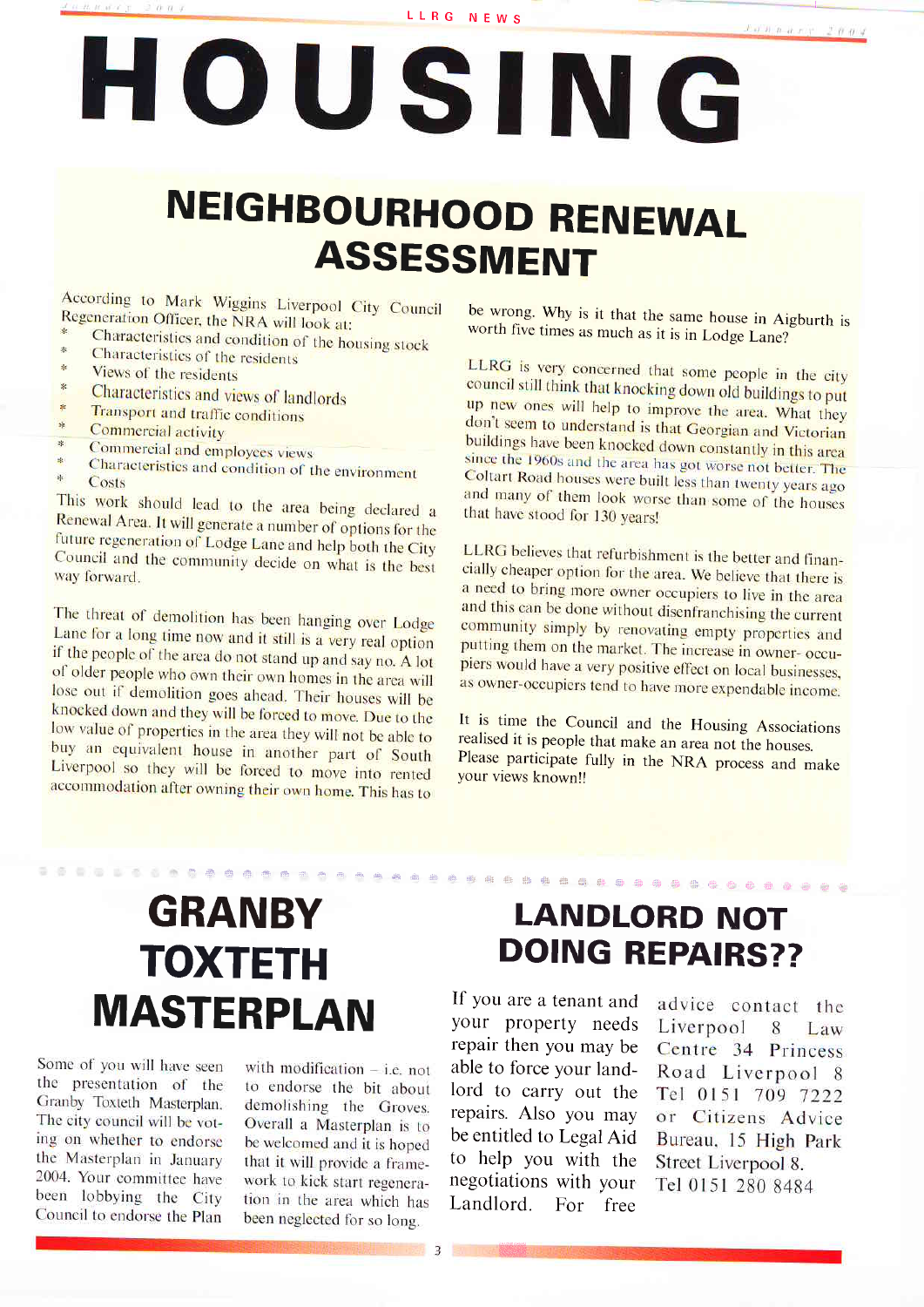# HOUSING

## NEIGHBOURHOOD RENEWAL ASSESSMENT

According to Mark Wiggins Liverpool City Council Regeneration Officer, the NRA will look at:

* Characteristics and condition of the housing stock
* Characteristics of the residents
* Views of the residents
* Characteristics and views of landlords
* Transport and traffic conditions
* Commercial activity
* Commercial and employees views
* Characteristics and condition of the environment
* Costs

This work should lead to the area being declared a Renewal Area. It will generate a number of options for the future regeneration of Lodge Lane and help both the City Council and the community decide on what is the best way forward.

The threat of demolition has been hanging over Lodge Lane for a long time now and it still is a very real option if the people of the area do not stand up and say no. A lot of older people who own their own homes in the area will lose out if demolition goes ahead. Their houses will be knocked down and they will be forced to move. Due to the low value of properties in the area they will not be able to buy an equivalent house in another part of South Liverpool so they will be forced to move into rented accommodation after owning their own home. This has to be wrong. Why is it that the same house in Aigburth is worth five times as much as it is in Lodge Lane?

LLRG is very concerned that some people in the city council still think that knocking down old buildings to put up new ones will help to improve the area. What they don't seem to understand is that Georgian and Victorian buildings have been knocked down constantly in this area since the 1960s and the area has got worse not better. The Coltart Road houses were built less than twenty years ago and many of them look worse than some of the houses that have stood for 130 years!

LLRG believes that refurbishment is the better and financially cheaper option for the area. We believe that there is a need to bring more owner occupiers to live in the area and this can be done without disenfranchising the current community simply by renovating empty properties and putting them on the market. The increase in owner-occupiers would have a very positive effect on local businesses, as owner-occupiers tend to have more expendable income.

It is time the Council and the Housing Associations realised it is people that make an area not the houses. Please participate fully in the NRA process and make your views known!!

## GRANBY TOXTETH MASTERPLAN

Some of you will have seen the presentation of the Granby Toxteth Masterplan. The city council will be voting on whether to endorse the Masterplan in January 2004. Your committee have been lobbying the City Council to endorse the Plan with modification – i.e. not to endorse the bit about demolishing the Groves. Overall a Masterplan is to be welcomed and it is hoped that it will provide a framework to kick start regeneration in the area which has been neglected for so long.

## LANDLORD NOT DOING REPAIRS??

If you are a tenant and your property needs repair then you may be able to force your landlord to carry out the repairs. Also you may be entitled to Legal Aid to help you with the negotiations with your Landlord. For free advice contact the Liverpool 8 Law Centre 34 Princess Road Liverpool 8 Tel 0151 709 7222 or Citizens Advice Bureau, 15 High Park Street Liverpool 8. Tel 0151 280 8484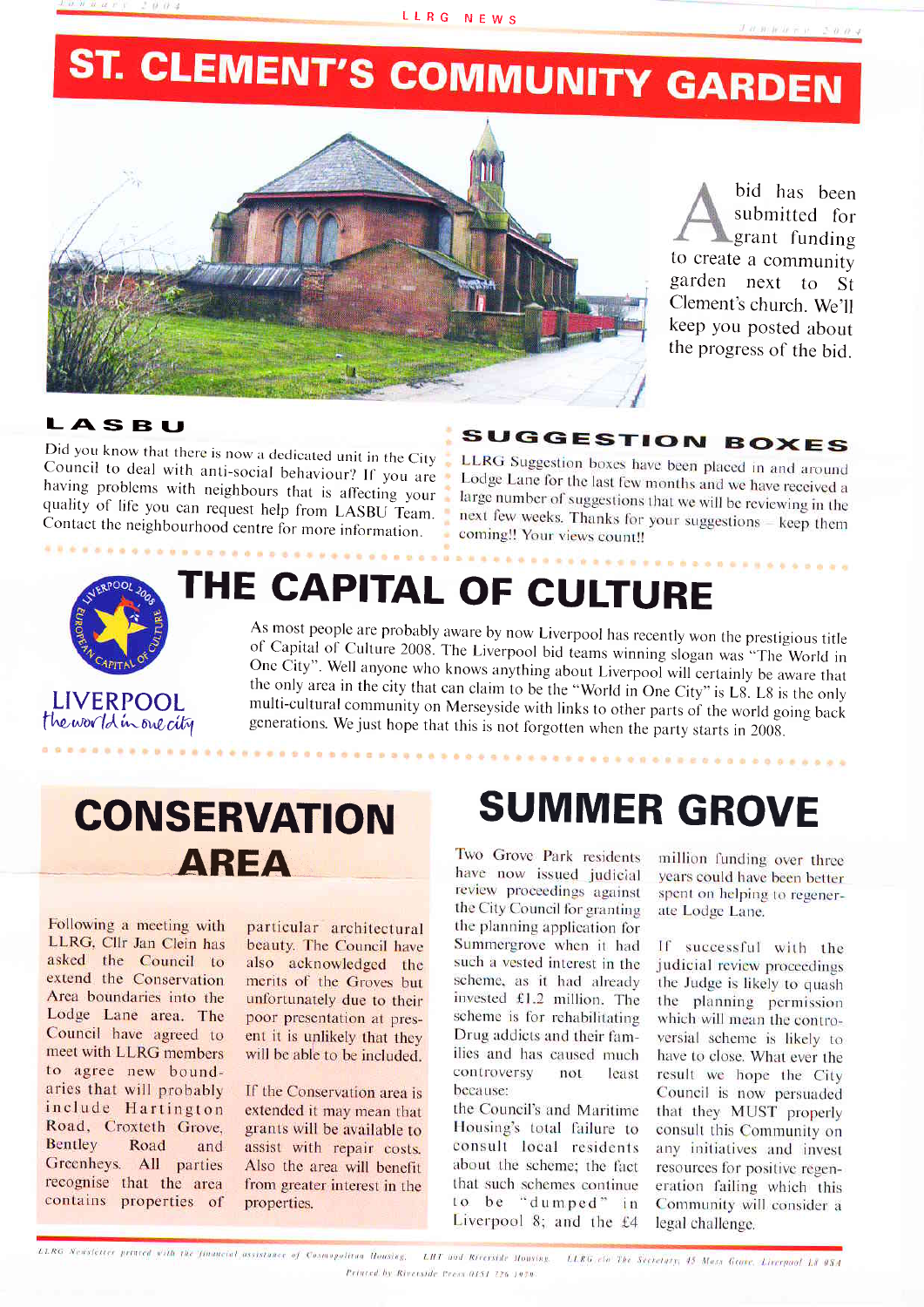# ST. CLEMENT'S COMMUNITY GARDEN

A bid has been submitted for grant funding to create a community garden next to St Clement's church. We'll keep you posted about the progress of the bid.

## LASBU

Did you know that there is now a dedicated unit in the City Council to deal with anti-social behaviour? If you are having problems with neighbours that is affecting your quality of life you can request help from LASBU Team. Contact the neighbourhood centre for more information.

## SUGGESTION BOXES

LLRG Suggestion boxes have been placed in and around Lodge Lane for the last few months and we have received a large number of suggestions that we will be reviewing in the next few weeks. Thanks for your suggestions – keep them coming!! Your views count!!

## THE CAPITAL OF CULTURE

LIVERPOOL
the world in one city

As most people are probably aware by now Liverpool has recently won the prestigious title of Capital of Culture 2008. The Liverpool bid teams winning slogan was "The World in One City". Well anyone who knows anything about Liverpool will certainly be aware that the only area in the city that can claim to be the "World in One City" is L8. L8 is the only multi-cultural community on Merseyside with links to other parts of the world going back generations. We just hope that this is not forgotten when the party starts in 2008.

## CONSERVATION AREA

Following a meeting with LLRG, Cllr Jan Clein has asked the Council to extend the Conservation Area boundaries into the Lodge Lane area. The Council have agreed to meet with LLRG members to agree new boundaries that will probably include Hartington Road, Croxteth Grove, Bentley Road and Greenheys. All parties recognise that the area contains properties of particular architectural beauty. The Council have also acknowledged the merits of the Groves but unfortunately due to their poor presentation at present it is unlikely that they will be able to be included.

If the Conservation area is extended it may mean that grants will be available to assist with repair costs. Also the area will benefit from greater interest in the properties.

## SUMMER GROVE

Two Grove Park residents have now issued judicial review proceedings against the City Council for granting the planning application for Summergrove when it had such a vested interest in the scheme, as it had already invested £1.2 million. The scheme is for rehabilitating Drug addicts and their families and has caused much controversy not least because:

the Council's and Maritime Housing's total failure to consult local residents about the scheme; the fact that such schemes continue to be "dumped" in Liverpool 8; and the £4 million funding over three years could have been better spent on helping to regenerate Lodge Lane.

If successful with the judicial review proceedings the Judge is likely to quash the planning permission which will mean the controversial scheme is likely to have to close. What ever the result we hope the City Council is now persuaded that they MUST properly consult this Community on any initiatives and invest resources for positive regeneration failing which this Community will consider a legal challenge.

LLRG Newsletter printed with the financial assistance of Cosmopolitan Housing, LHT and Riverside Housing. LLRG c/o The Secretary, 45 Moss Grove, Liverpool L8 0SA
Printed by Riverside Press 0151 726 1920